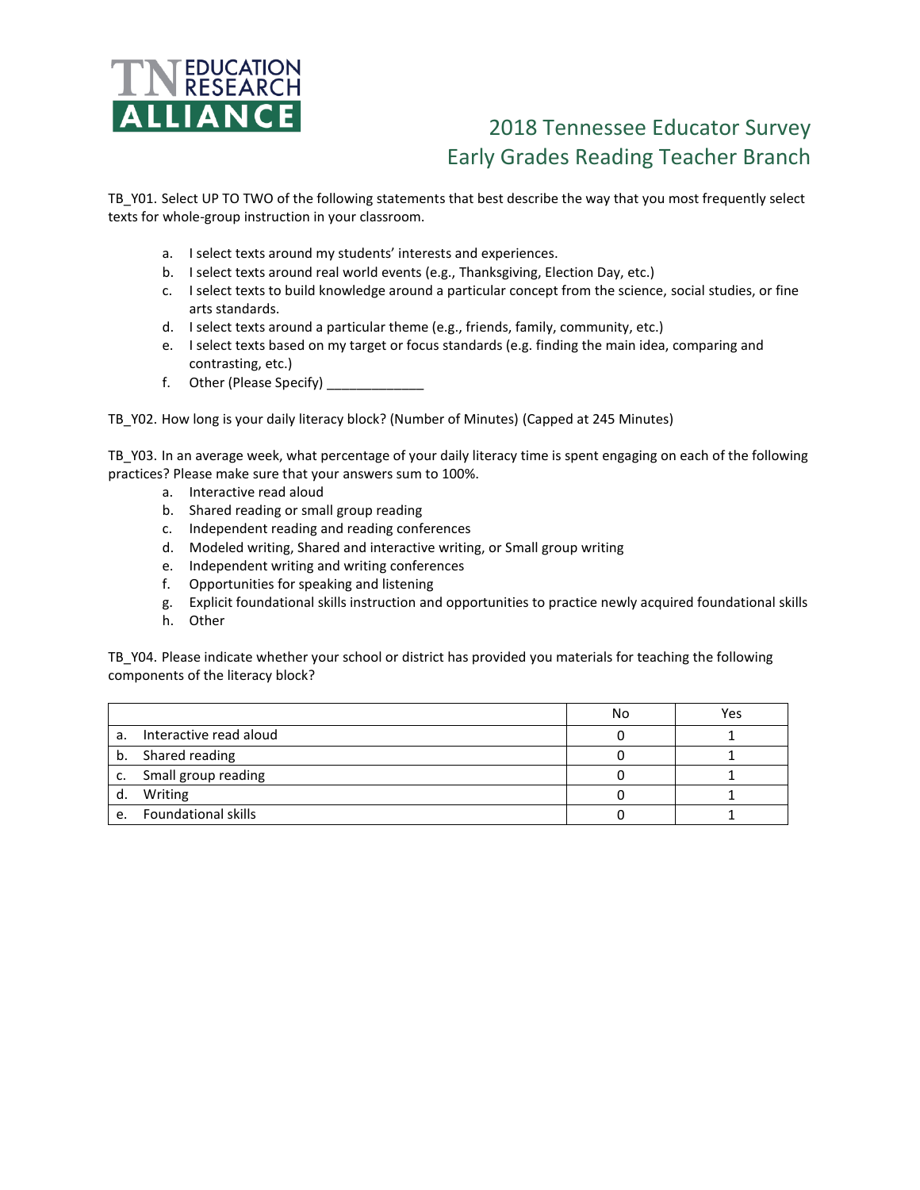TN EDUCATION RESEARCH ALLIANCE

# 2018 Tennessee Educator Survey
## Early Grades Reading Teacher Branch

TB_Y01. Select UP TO TWO of the following statements that best describe the way that you most frequently select texts for whole-group instruction in your classroom.

a. I select texts around my students' interests and experiences.
b. I select texts around real world events (e.g., Thanksgiving, Election Day, etc.)
c. I select texts to build knowledge around a particular concept from the science, social studies, or fine arts standards.
d. I select texts around a particular theme (e.g., friends, family, community, etc.)
e. I select texts based on my target or focus standards (e.g. finding the main idea, comparing and contrasting, etc.)
f. Other (Please Specify) _____________

TB_Y02. How long is your daily literacy block? (Number of Minutes) (Capped at 245 Minutes)

TB_Y03. In an average week, what percentage of your daily literacy time is spent engaging on each of the following practices? Please make sure that your answers sum to 100%.

a. Interactive read aloud
b. Shared reading or small group reading
c. Independent reading and reading conferences
d. Modeled writing, Shared and interactive writing, or Small group writing
e. Independent writing and writing conferences
f. Opportunities for speaking and listening
g. Explicit foundational skills instruction and opportunities to practice newly acquired foundational skills
h. Other

TB_Y04. Please indicate whether your school or district has provided you materials for teaching the following components of the literacy block?

| | No | Yes |
|---|---|---|
| a. Interactive read aloud | 0 | 1 |
| b. Shared reading | 0 | 1 |
| c. Small group reading | 0 | 1 |
| d. Writing | 0 | 1 |
| e. Foundational skills | 0 | 1 |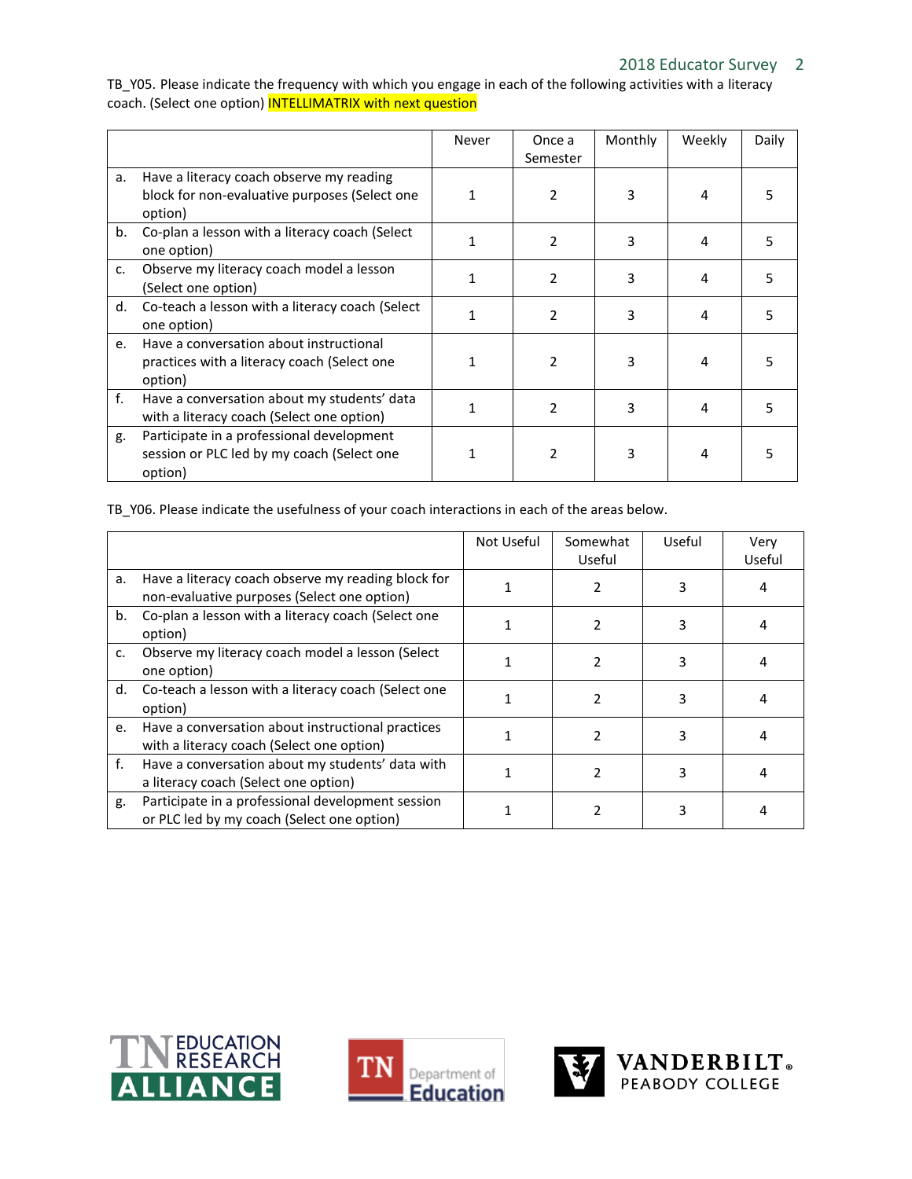TB_Y05. Please indicate the frequency with which you engage in each of the following activities with a literacy coach. (Select one option) INTELLIMATRIX with next question

| | Never | Once a Semester | Monthly | Weekly | Daily |
|---|---|---|---|---|---|
| a. Have a literacy coach observe my reading block for non-evaluative purposes (Select one option) | 1 | 2 | 3 | 4 | 5 |
| b. Co-plan a lesson with a literacy coach (Select one option) | 1 | 2 | 3 | 4 | 5 |
| c. Observe my literacy coach model a lesson (Select one option) | 1 | 2 | 3 | 4 | 5 |
| d. Co-teach a lesson with a literacy coach (Select one option) | 1 | 2 | 3 | 4 | 5 |
| e. Have a conversation about instructional practices with a literacy coach (Select one option) | 1 | 2 | 3 | 4 | 5 |
| f. Have a conversation about my students' data with a literacy coach (Select one option) | 1 | 2 | 3 | 4 | 5 |
| g. Participate in a professional development session or PLC led by my coach (Select one option) | 1 | 2 | 3 | 4 | 5 |

TB_Y06. Please indicate the usefulness of your coach interactions in each of the areas below.

| | Not Useful | Somewhat Useful | Useful | Very Useful |
|---|---|---|---|---|
| a. Have a literacy coach observe my reading block for non-evaluative purposes (Select one option) | 1 | 2 | 3 | 4 |
| b. Co-plan a lesson with a literacy coach (Select one option) | 1 | 2 | 3 | 4 |
| c. Observe my literacy coach model a lesson (Select one option) | 1 | 2 | 3 | 4 |
| d. Co-teach a lesson with a literacy coach (Select one option) | 1 | 2 | 3 | 4 |
| e. Have a conversation about instructional practices with a literacy coach (Select one option) | 1 | 2 | 3 | 4 |
| f. Have a conversation about my students' data with a literacy coach (Select one option) | 1 | 2 | 3 | 4 |
| g. Participate in a professional development session or PLC led by my coach (Select one option) | 1 | 2 | 3 | 4 |